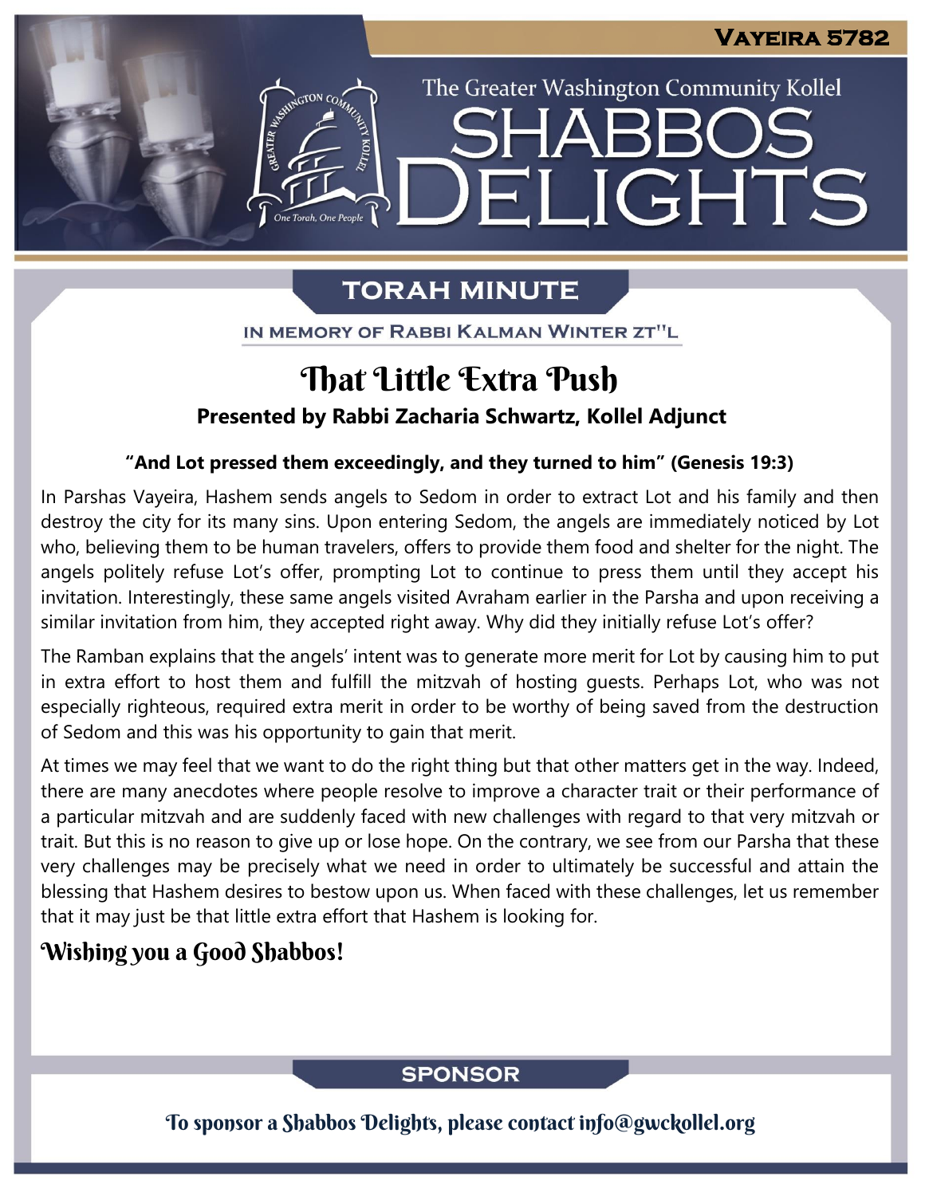Vayeira 5782

The Greater Washington Community Kollel

# Shabbos Delights

## Torah Minute

In Memory of Rabbi Kalman Winter zt"l

### That Little Extra Push

**Presented by Rabbi Zacharia Schwartz, Kollel Adjunct**

**"And Lot pressed them exceedingly, and they turned to him" (Genesis 19:3)**

In Parshas Vayeira, Hashem sends angels to Sedom in order to extract Lot and his family and then destroy the city for its many sins. Upon entering Sedom, the angels are immediately noticed by Lot who, believing them to be human travelers, offers to provide them food and shelter for the night. The angels politely refuse Lot's offer, prompting Lot to continue to press them until they accept his invitation. Interestingly, these same angels visited Avraham earlier in the Parsha and upon receiving a similar invitation from him, they accepted right away. Why did they initially refuse Lot's offer?

The Ramban explains that the angels' intent was to generate more merit for Lot by causing him to put in extra effort to host them and fulfill the mitzvah of hosting guests. Perhaps Lot, who was not especially righteous, required extra merit in order to be worthy of being saved from the destruction of Sedom and this was his opportunity to gain that merit.

At times we may feel that we want to do the right thing but that other matters get in the way. Indeed, there are many anecdotes where people resolve to improve a character trait or their performance of a particular mitzvah and are suddenly faced with new challenges with regard to that very mitzvah or trait. But this is no reason to give up or lose hope. On the contrary, we see from our Parsha that these very challenges may be precisely what we need in order to ultimately be successful and attain the blessing that Hashem desires to bestow upon us. When faced with these challenges, let us remember that it may just be that little extra effort that Hashem is looking for.

**Wishing you a Good Shabbos!**

## Sponsor

To sponsor a Shabbos Delights, please contact info@gwckollel.org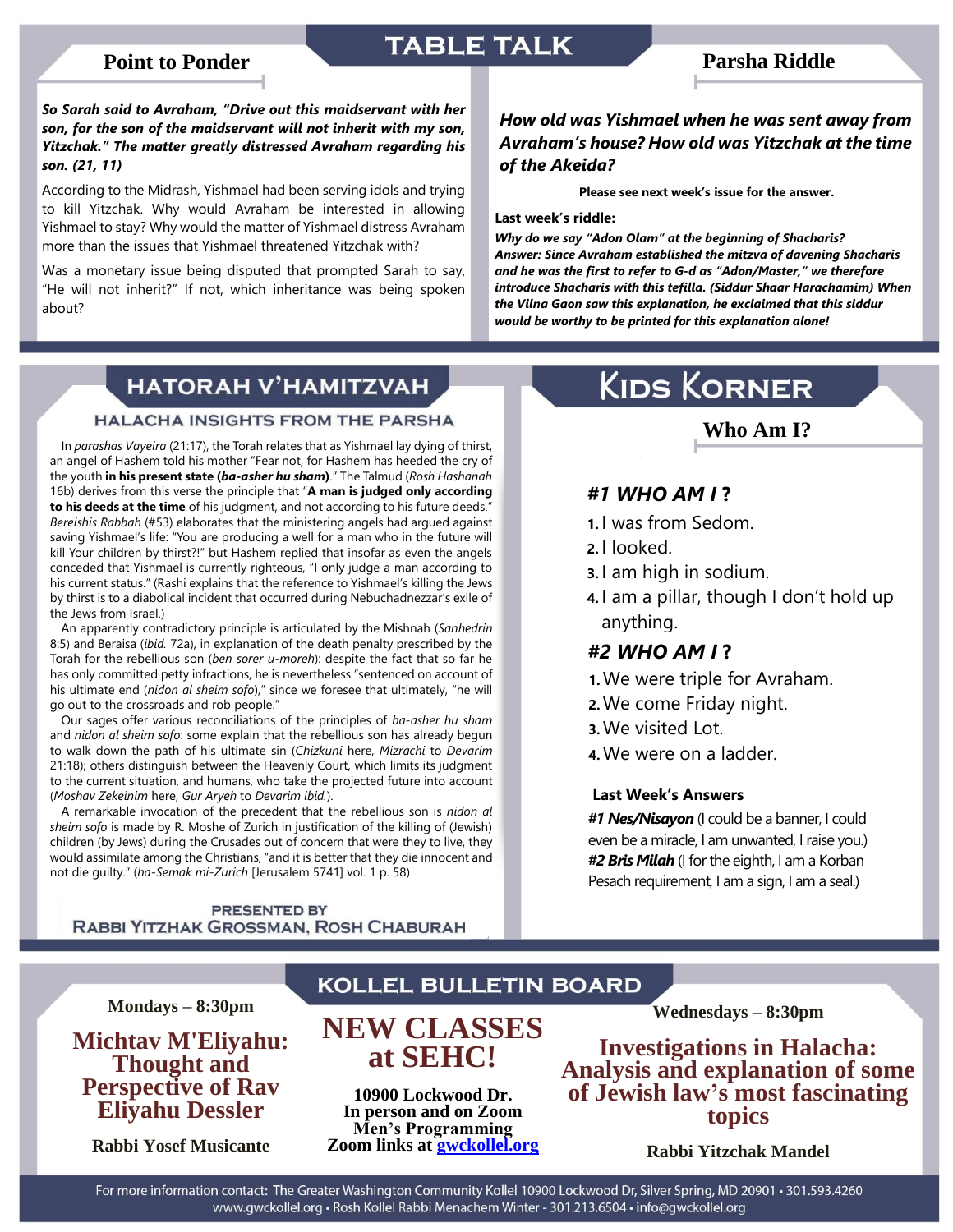# TABLE TALK

## Point to Ponder

***So Sarah said to Avraham, "Drive out this maidservant with her son, for the son of the maidservant will not inherit with my son, Yitzchak." The matter greatly distressed Avraham regarding his son. (21, 11)***

According to the Midrash, Yishmael had been serving idols and trying to kill Yitzchak. Why would Avraham be interested in allowing Yishmael to stay? Why would the matter of Yishmael distress Avraham more than the issues that Yishmael threatened Yitzchak with?

Was a monetary issue being disputed that prompted Sarah to say, "He will not inherit?" If not, which inheritance was being spoken about?

## Parsha Riddle

***How old was Yishmael when he was sent away from Avraham's house? How old was Yitzchak at the time of the Akeida?***

**Please see next week's issue for the answer.**

**Last week's riddle:**

***Why do we say "Adon Olam" at the beginning of Shacharis?***
***Answer: Since Avraham established the mitzva of davening Shacharis and he was the first to refer to G-d as "Adon/Master," we therefore introduce Shacharis with this tefilla. (Siddur Shaar Harachamim) When the Vilna Gaon saw this explanation, he exclaimed that this siddur would be worthy to be printed for this explanation alone!***

# HATORAH V'HAMITZVAH

## HALACHA INSIGHTS FROM THE PARSHA

In *parashas Vayeira* (21:17), the Torah relates that as Yishmael lay dying of thirst, an angel of Hashem told his mother "Fear not, for Hashem has heeded the cry of the youth **in his present state (*ba-asher hu sham*)**." The Talmud (*Rosh Hashanah* 16b) derives from this verse the principle that "**A man is judged only according to his deeds at the time** of his judgment, and not according to his future deeds." *Bereishis Rabbah* (#53) elaborates that the ministering angels had argued against saving Yishmael's life: "You are producing a well for a man who in the future will kill Your children by thirst?!" but Hashem replied that insofar as even the angels conceded that Yishmael is currently righteous, "I only judge a man according to his current status." (Rashi explains that the reference to Yishmael's killing the Jews by thirst is to a diabolical incident that occurred during Nebuchadnezzar's exile of the Jews from Israel.)

An apparently contradictory principle is articulated by the Mishnah (*Sanhedrin* 8:5) and Beraisa (*ibid.* 72a), in explanation of the death penalty prescribed by the Torah for the rebellious son (*ben sorer u-moreh*): despite the fact that so far he has only committed petty infractions, he is nevertheless "sentenced on account of his ultimate end (*nidon al sheim sofo*)," since we foresee that ultimately, "he will go out to the crossroads and rob people."

Our sages offer various reconciliations of the principles of *ba-asher hu sham* and *nidon al sheim sofo*: some explain that the rebellious son has already begun to walk down the path of his ultimate sin (*Chizkuni* here, *Mizrachi* to *Devarim* 21:18); others distinguish between the Heavenly Court, which limits its judgment to the current situation, and humans, who take the projected future into account (*Moshav Zekeinim* here, *Gur Aryeh* to *Devarim ibid.*).

A remarkable invocation of the precedent that the rebellious son is *nidon al sheim sofo* is made by R. Moshe of Zurich in justification of the killing of (Jewish) children (by Jews) during the Crusades out of concern that were they to live, they would assimilate among the Christians, "and it is better that they die innocent and not die guilty." (*ha-Semak mi-Zurich* [Jerusalem 5741] vol. 1 p. 58)

PRESENTED BY
RABBI YITZHAK GROSSMAN, ROSH CHABURAH

# KIDS KORNER

## Who Am I?

### #1 WHO AM I ?

1. I was from Sedom.
2. I looked.
3. I am high in sodium.
4. I am a pillar, though I don't hold up anything.

### #2 WHO AM I ?

1. We were triple for Avraham.
2. We come Friday night.
3. We visited Lot.
4. We were on a ladder.

**Last Week's Answers**

***#1 Nes/Nisayon*** (I could be a banner, I could even be a miracle, I am unwanted, I raise you.)
***#2 Bris Milah*** (I for the eighth, I am a Korban Pesach requirement, I am a sign, I am a seal.)

# KOLLEL BULLETIN BOARD

**Mondays – 8:30pm**

## Michtav M'Eliyahu: Thought and Perspective of Rav Eliyahu Dessler

**Rabbi Yosef Musicante**

## NEW CLASSES at SEHC!

**10900 Lockwood Dr.**
**In person and on Zoom**
**Men's Programming**
**Zoom links at gwckollel.org**

**Wednesdays – 8:30pm**

## Investigations in Halacha: Analysis and explanation of some of Jewish law's most fascinating topics

**Rabbi Yitzchak Mandel**

For more information contact: The Greater Washington Community Kollel 10900 Lockwood Dr, Silver Spring, MD 20901 • 301.593.4260
www.gwckollel.org • Rosh Kollel Rabbi Menachem Winter - 301.213.6504 • info@gwckollel.org